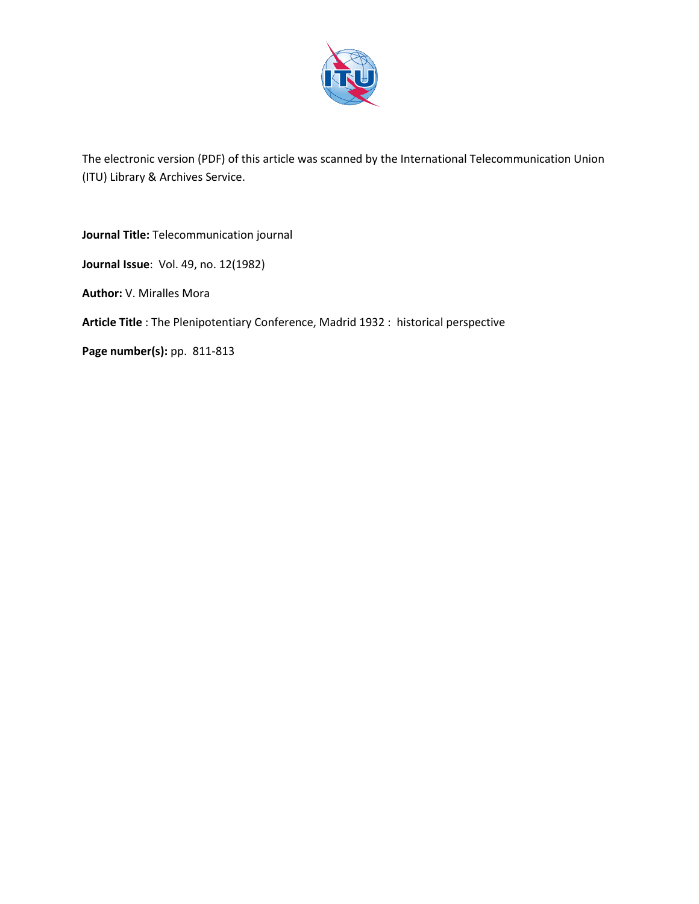The electronic version (PDF) of this article was scanned by the International Telecommunication Union (ITU) Library & Archives Service.

**Journal Title:** Telecommunication journal

**Journal Issue**: Vol. 49, no. 12(1982)

**Author:** V. Miralles Mora

**Article Title** : The Plenipotentiary Conference, Madrid 1932 : historical perspective

**Page number(s):** pp. 811-813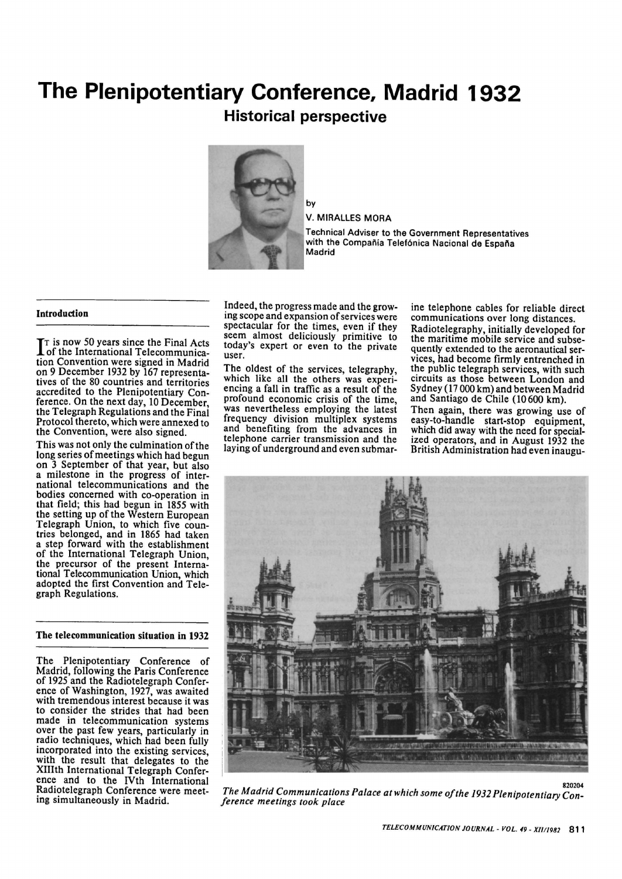# The Plenipotentiary Conference, Madrid 1932

## Historical perspective

by

V. MIRALLES MORA

Technical Adviser to the Government Representatives with the Compañía Telefónica Nacional de España Madrid

### Introduction

It is now 50 years since the Final Acts of the International Telecommunication Convention were signed in Madrid on 9 December 1932 by 167 representatives of the 80 countries and territories accredited to the Plenipotentiary Conference. On the next day, 10 December, the Telegraph Regulations and the Final Protocol thereto, which were annexed to the Convention, were also signed.

This was not only the culmination of the long series of meetings which had begun on 3 September of that year, but also a milestone in the progress of international telecommunications and the bodies concerned with co-operation in that field; this had begun in 1855 with the setting up of the Western European Telegraph Union, to which five countries belonged, and in 1865 had taken a step forward with the establishment of the International Telegraph Union, the precursor of the present International Telecommunication Union, which adopted the first Convention and Telegraph Regulations.

### The telecommunication situation in 1932

The Plenipotentiary Conference of Madrid, following the Paris Conference of 1925 and the Radiotelegraph Conference of Washington, 1927, was awaited with tremendous interest because it was to consider the strides that had been made in telecommunication systems over the past few years, particularly in radio techniques, which had been fully incorporated into the existing services, with the result that delegates to the XIIIth International Telegraph Conference and to the IVth International Radiotelegraph Conference were meeting simultaneously in Madrid.

Indeed, the progress made and the growing scope and expansion of services were spectacular for the times, even if they seem almost deliciously primitive to today's expert or even to the private user.

The oldest of the services, telegraphy, which like all the others was experiencing a fall in traffic as a result of the profound economic crisis of the time, was nevertheless employing the latest frequency division multiplex systems and benefiting from the advances in telephone carrier transmission and the laying of underground and even submarine telephone cables for reliable direct communications over long distances.

Radiotelegraphy, initially developed for the maritime mobile service and subsequently extended to the aeronautical services, had become firmly entrenched in the public telegraph services, with such circuits as those between London and Sydney (17 000 km) and between Madrid and Santiago de Chile (10 600 km).

Then again, there was growing use of easy-to-handle start-stop equipment, which did away with the need for specialized operators, and in August 1932 the British Administration had even inaugu-

*The Madrid Communications Palace at which some of the 1932 Plenipotentiary Conference meetings took place*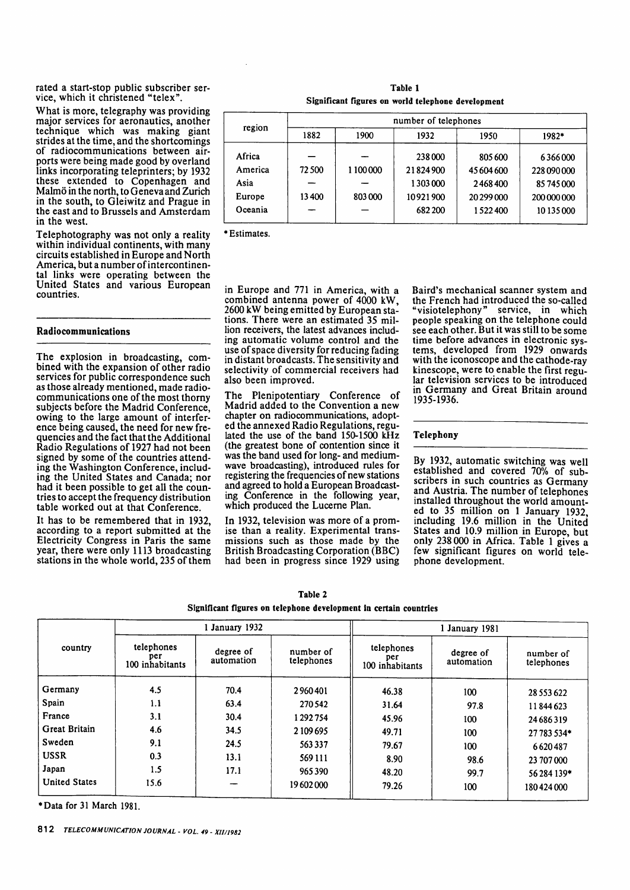rated a start-stop public subscriber service, which it christened "telex".

What is more, telegraphy was providing major services for aeronautics, another technique which was making giant strides at the time, and the shortcomings of radiocommunications between airports were being made good by overland links incorporating teleprinters; by 1932 these extended to Copenhagen and Malmö in the north, to Geneva and Zurich in the south, to Gleiwitz and Prague in the east and to Brussels and Amsterdam in the west.

Telephotography was not only a reality within individual continents, with many circuits established in Europe and North America, but a number of intercontinental links were operating between the United States and various European countries.

**Table 1**
**Significant figures on world telephone development**

| region | number of telephones | | | | |
|---|---|---|---|---|---|
| | 1882 | 1900 | 1932 | 1950 | 1982* |
| Africa | — | — | 238 000 | 805 600 | 6 366 000 |
| America | 72 500 | 1 100 000 | 21 824 900 | 45 604 600 | 228 090 000 |
| Asia | — | — | 1 303 000 | 2 468 400 | 85 745 000 |
| Europe | 13 400 | 803 000 | 10 921 900 | 20 299 000 | 200 000 000 |
| Oceania | — | — | 682 200 | 1 522 400 | 10 135 000 |

\* Estimates.

## Radiocommunications

The explosion in broadcasting, combined with the expansion of other radio services for public correspondence such as those already mentioned, made radiocommunications one of the most thorny subjects before the Madrid Conference, owing to the large amount of interference being caused, the need for new frequencies and the fact that the Additional Radio Regulations of 1927 had not been signed by some of the countries attending the Washington Conference, including the United States and Canada; nor had it been possible to get all the countries to accept the frequency distribution table worked out at that Conference.

It has to be remembered that in 1932, according to a report submitted at the Electricity Congress in Paris the same year, there were only 1113 broadcasting stations in the whole world, 235 of them in Europe and 771 in America, with a combined antenna power of 4000 kW, 2600 kW being emitted by European stations. There were an estimated 35 million receivers, the latest advances including automatic volume control and the use of space diversity for reducing fading in distant broadcasts. The sensitivity and selectivity of commercial receivers had also been improved.

The Plenipotentiary Conference of Madrid added to the Convention a new chapter on radiocommunications, adopted the annexed Radio Regulations, regulated the use of the band 150-1500 kHz (the greatest bone of contention since it was the band used for long- and medium-wave broadcasting), introduced rules for registering the frequencies of new stations and agreed to hold a European Broadcasting Conference in the following year, which produced the Lucerne Plan.

In 1932, television was more of a promise than a reality. Experimental transmissions such as those made by the British Broadcasting Corporation (BBC) had been in progress since 1929 using Baird's mechanical scanner system and the French had introduced the so-called "visiotelephony" service, in which people speaking on the telephone could see each other. But it was still to be some time before advances in electronic systems, developed from 1929 onwards with the iconoscope and the cathode-ray kinescope, were to enable the first regular television services to be introduced in Germany and Great Britain around 1935-1936.

## Telephony

By 1932, automatic switching was well established and covered 70% of subscribers in such countries as Germany and Austria. The number of telephones installed throughout the world amounted to 35 million on 1 January 1932, including 19.6 million in the United States and 10.9 million in Europe, but only 238 000 in Africa. Table 1 gives a few significant figures on world telephone development.

**Table 2**
**Significant figures on telephone development in certain countries**

| country | 1 January 1932 | | | 1 January 1981 | | |
|---|---|---|---|---|---|---|
| | telephones per 100 inhabitants | degree of automation | number of telephones | telephones per 100 inhabitants | degree of automation | number of telephones |
| Germany | 4.5 | 70.4 | 2 960 401 | 46.38 | 100 | 28 553 622 |
| Spain | 1.1 | 63.4 | 270 542 | 31.64 | 97.8 | 11 844 623 |
| France | 3.1 | 30.4 | 1 292 754 | 45.96 | 100 | 24 686 319 |
| Great Britain | 4.6 | 34.5 | 2 109 695 | 49.71 | 100 | 27 783 534* |
| Sweden | 9.1 | 24.5 | 563 337 | 79.67 | 100 | 6 620 487 |
| USSR | 0.3 | 13.1 | 569 111 | 8.90 | 98.6 | 23 707 000 |
| Japan | 1.5 | 17.1 | 965 390 | 48.20 | 99.7 | 56 284 139* |
| United States | 15.6 | — | 19 602 000 | 79.26 | 100 | 180 424 000 |

\* Data for 31 March 1981.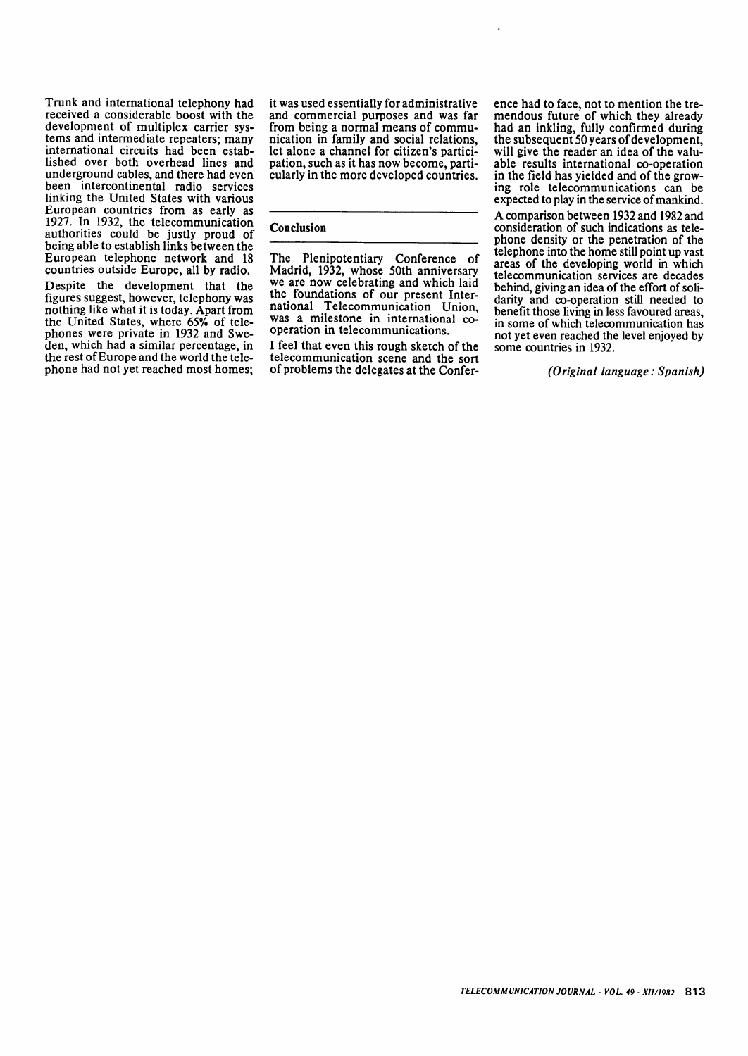Trunk and international telephony had received a considerable boost with the development of multiplex carrier systems and intermediate repeaters; many international circuits had been established over both overhead lines and underground cables, and there had even been intercontinental radio services linking the United States with various European countries from as early as 1927. In 1932, the telecommunication authorities could be justly proud of being able to establish links between the European telephone network and 18 countries outside Europe, all by radio.

Despite the development that the figures suggest, however, telephony was nothing like what it is today. Apart from the United States, where 65% of telephones were private in 1932 and Sweden, which had a similar percentage, in the rest of Europe and the world the telephone had not yet reached most homes; it was used essentially for administrative and commercial purposes and was far from being a normal means of communication in family and social relations, let alone a channel for citizen's participation, such as it has now become, particularly in the more developed countries.

## Conclusion

The Plenipotentiary Conference of Madrid, 1932, whose 50th anniversary we are now celebrating and which laid the foundations of our present International Telecommunication Union, was a milestone in international co-operation in telecommunications.

I feel that even this rough sketch of the telecommunication scene and the sort of problems the delegates at the Conference had to face, not to mention the tremendous future of which they already had an inkling, fully confirmed during the subsequent 50 years of development, will give the reader an idea of the valuable results international co-operation in the field has yielded and of the growing role telecommunications can be expected to play in the service of mankind.

A comparison between 1932 and 1982 and consideration of such indications as telephone density or the penetration of the telephone into the home still point up vast areas of the developing world in which telecommunication services are decades behind, giving an idea of the effort of solidarity and co-operation still needed to benefit those living in less favoured areas, in some of which telecommunication has not yet even reached the level enjoyed by some countries in 1932.

*(Original language: Spanish)*